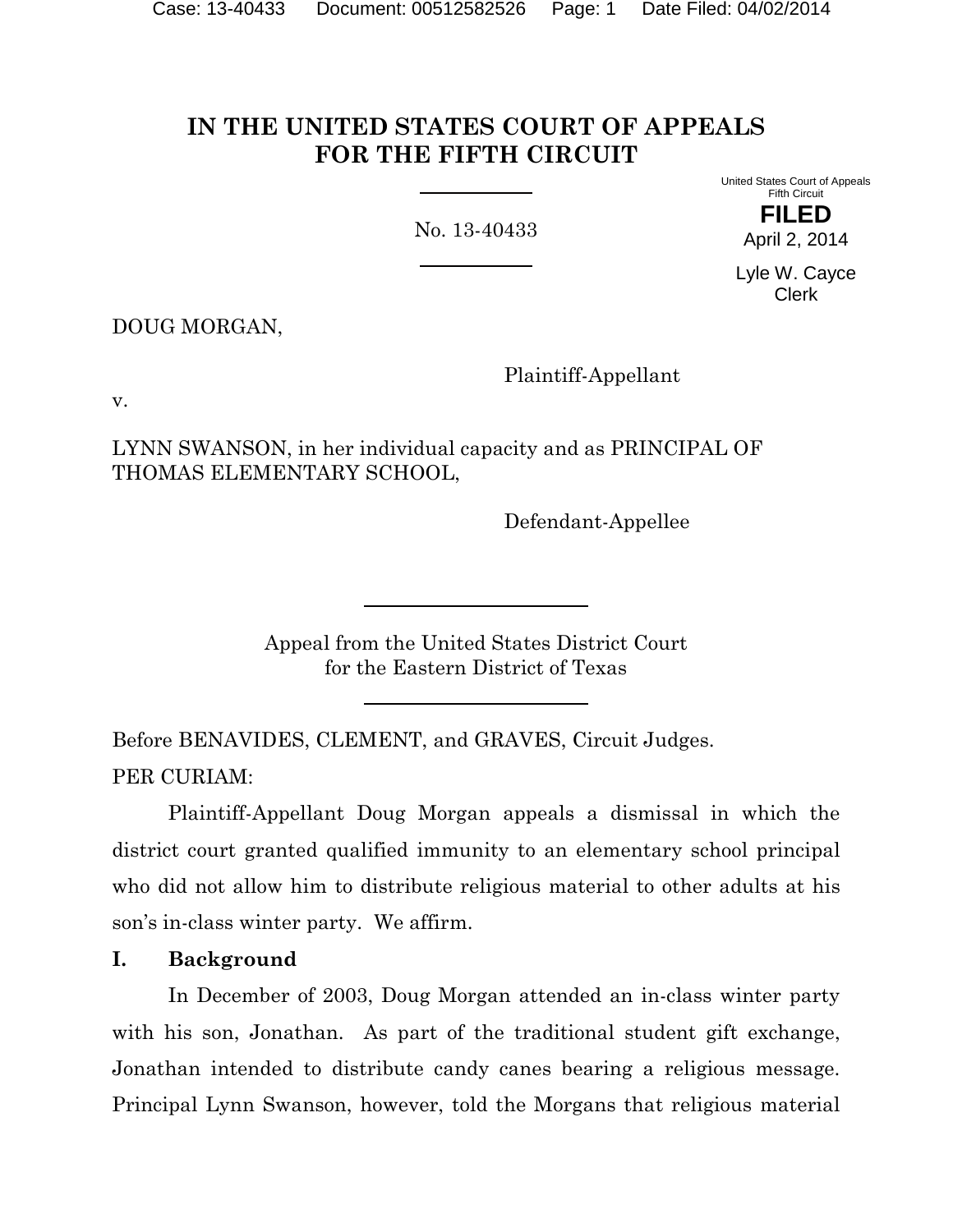# IN THE UNITED STATES COURT OF APPEALS FOR THE FIFTH CIRCUIT

No. 13-40433

United States Court of Appeals Fifth Circuit

**FILED**

April 2, 2014

Lyle W. Cayce
Clerk

DOUG MORGAN,

Plaintiff-Appellant

v.

LYNN SWANSON, in her individual capacity and as PRINCIPAL OF THOMAS ELEMENTARY SCHOOL,

Defendant-Appellee

Appeal from the United States District Court
for the Eastern District of Texas

Before BENAVIDES, CLEMENT, and GRAVES, Circuit Judges.

PER CURIAM:

Plaintiff-Appellant Doug Morgan appeals a dismissal in which the district court granted qualified immunity to an elementary school principal who did not allow him to distribute religious material to other adults at his son's in-class winter party. We affirm.

## I. Background

In December of 2003, Doug Morgan attended an in-class winter party with his son, Jonathan. As part of the traditional student gift exchange, Jonathan intended to distribute candy canes bearing a religious message. Principal Lynn Swanson, however, told the Morgans that religious material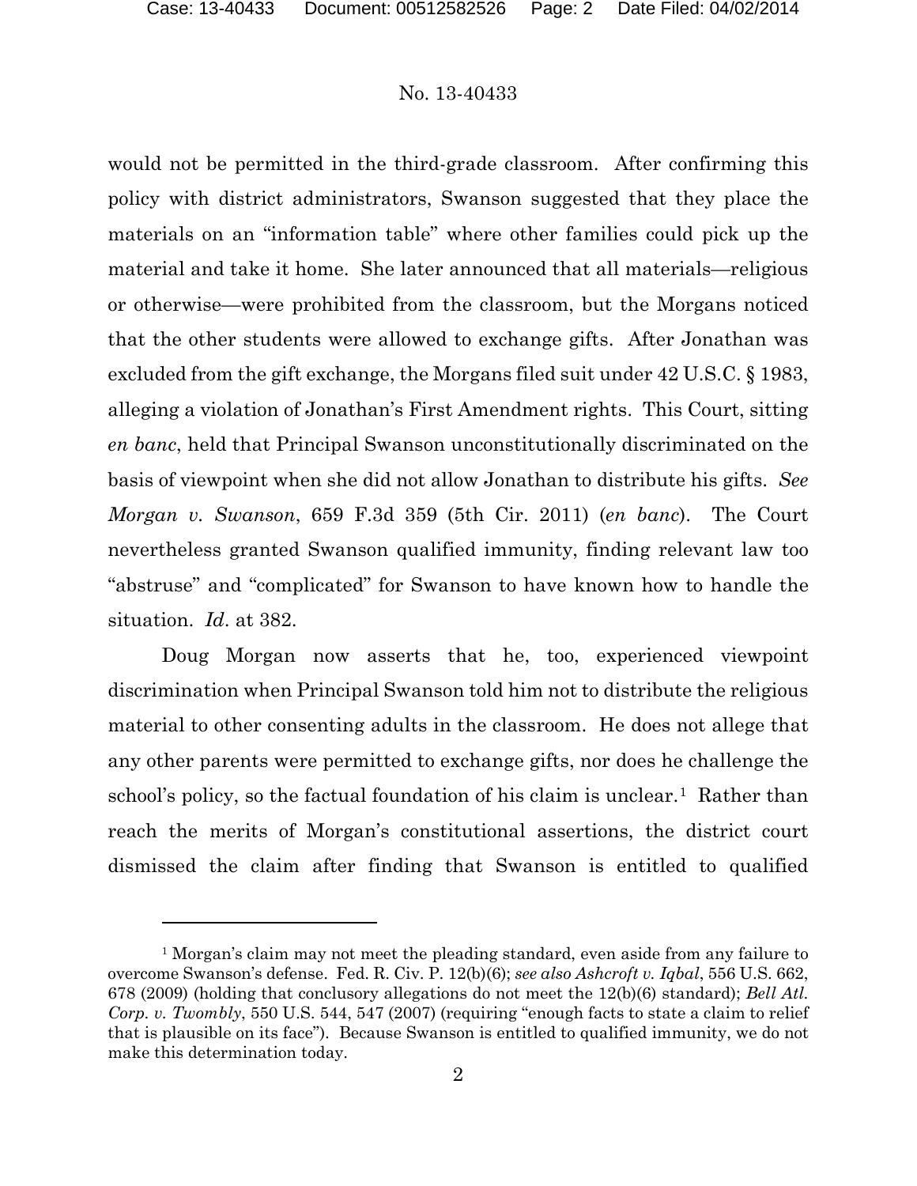would not be permitted in the third-grade classroom. After confirming this policy with district administrators, Swanson suggested that they place the materials on an "information table" where other families could pick up the material and take it home. She later announced that all materials—religious or otherwise—were prohibited from the classroom, but the Morgans noticed that the other students were allowed to exchange gifts. After Jonathan was excluded from the gift exchange, the Morgans filed suit under 42 U.S.C. § 1983, alleging a violation of Jonathan's First Amendment rights. This Court, sitting *en banc*, held that Principal Swanson unconstitutionally discriminated on the basis of viewpoint when she did not allow Jonathan to distribute his gifts. *See Morgan v. Swanson*, 659 F.3d 359 (5th Cir. 2011) (*en banc*). The Court nevertheless granted Swanson qualified immunity, finding relevant law too "abstruse" and "complicated" for Swanson to have known how to handle the situation. *Id*. at 382.

Doug Morgan now asserts that he, too, experienced viewpoint discrimination when Principal Swanson told him not to distribute the religious material to other consenting adults in the classroom. He does not allege that any other parents were permitted to exchange gifts, nor does he challenge the school's policy, so the factual foundation of his claim is unclear.[1] Rather than reach the merits of Morgan's constitutional assertions, the district court dismissed the claim after finding that Swanson is entitled to qualified

---

[1] Morgan's claim may not meet the pleading standard, even aside from any failure to overcome Swanson's defense. Fed. R. Civ. P. 12(b)(6); *see also Ashcroft v. Iqbal*, 556 U.S. 662, 678 (2009) (holding that conclusory allegations do not meet the 12(b)(6) standard); *Bell Atl. Corp. v. Twombly*, 550 U.S. 544, 547 (2007) (requiring "enough facts to state a claim to relief that is plausible on its face"). Because Swanson is entitled to qualified immunity, we do not make this determination today.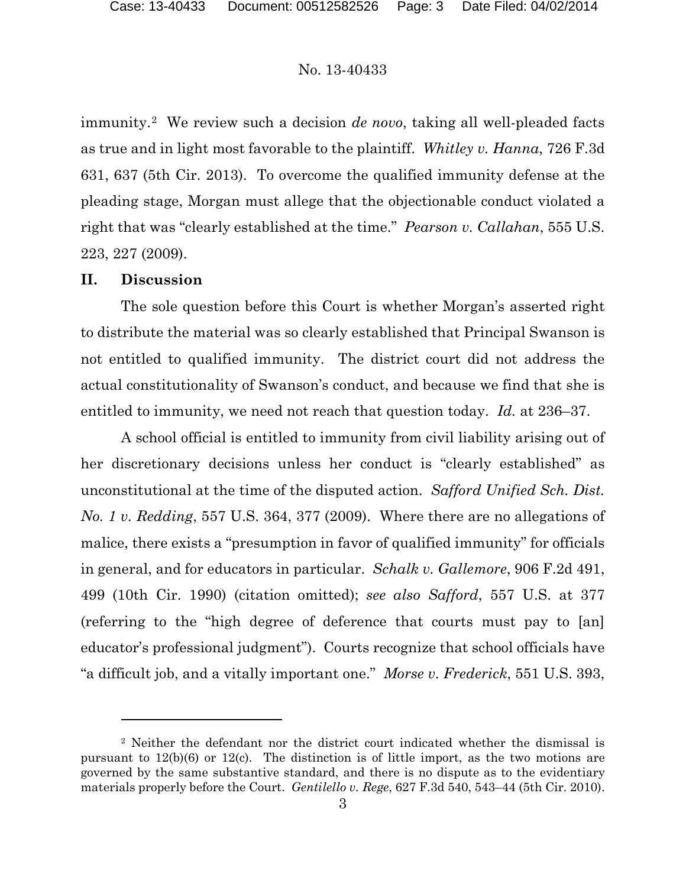immunity.[2] We review such a decision *de novo*, taking all well-pleaded facts as true and in light most favorable to the plaintiff. *Whitley v. Hanna*, 726 F.3d 631, 637 (5th Cir. 2013). To overcome the qualified immunity defense at the pleading stage, Morgan must allege that the objectionable conduct violated a right that was "clearly established at the time." *Pearson v. Callahan*, 555 U.S. 223, 227 (2009).

## II. Discussion

The sole question before this Court is whether Morgan's asserted right to distribute the material was so clearly established that Principal Swanson is not entitled to qualified immunity. The district court did not address the actual constitutionality of Swanson's conduct, and because we find that she is entitled to immunity, we need not reach that question today. *Id.* at 236–37.

A school official is entitled to immunity from civil liability arising out of her discretionary decisions unless her conduct is "clearly established" as unconstitutional at the time of the disputed action. *Safford Unified Sch. Dist. No. 1 v. Redding*, 557 U.S. 364, 377 (2009). Where there are no allegations of malice, there exists a "presumption in favor of qualified immunity" for officials in general, and for educators in particular. *Schalk v. Gallemore*, 906 F.2d 491, 499 (10th Cir. 1990) (citation omitted); *see also Safford*, 557 U.S. at 377 (referring to the "high degree of deference that courts must pay to [an] educator's professional judgment"). Courts recognize that school officials have "a difficult job, and a vitally important one." *Morse v. Frederick*, 551 U.S. 393,

---

[2] Neither the defendant nor the district court indicated whether the dismissal is pursuant to 12(b)(6) or 12(c). The distinction is of little import, as the two motions are governed by the same substantive standard, and there is no dispute as to the evidentiary materials properly before the Court. *Gentilello v. Rege*, 627 F.3d 540, 543–44 (5th Cir. 2010).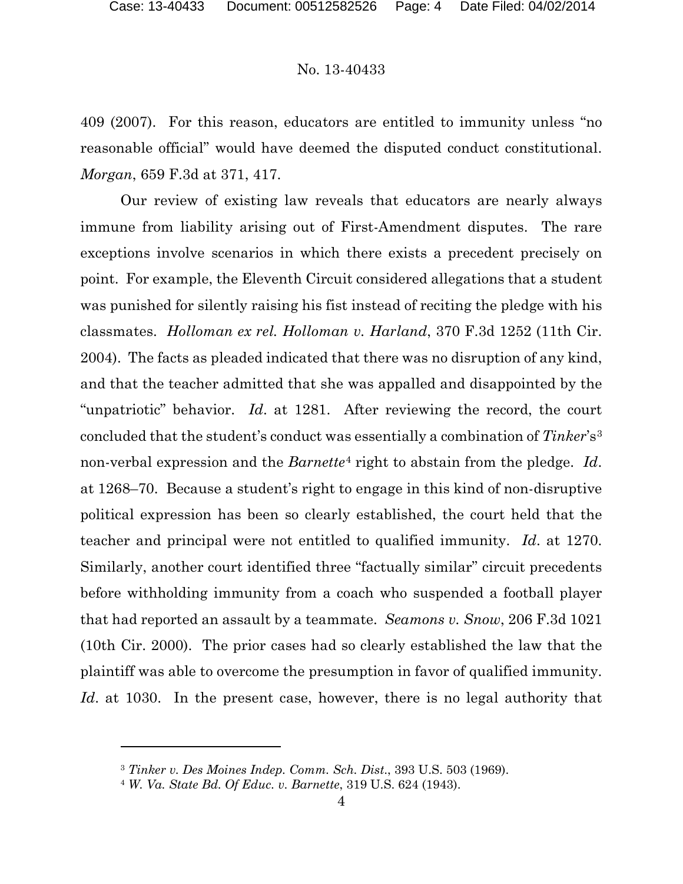409 (2007). For this reason, educators are entitled to immunity unless "no reasonable official" would have deemed the disputed conduct constitutional. *Morgan*, 659 F.3d at 371, 417.

Our review of existing law reveals that educators are nearly always immune from liability arising out of First-Amendment disputes. The rare exceptions involve scenarios in which there exists a precedent precisely on point. For example, the Eleventh Circuit considered allegations that a student was punished for silently raising his fist instead of reciting the pledge with his classmates. *Holloman ex rel. Holloman v. Harland*, 370 F.3d 1252 (11th Cir. 2004). The facts as pleaded indicated that there was no disruption of any kind, and that the teacher admitted that she was appalled and disappointed by the "unpatriotic" behavior. *Id*. at 1281. After reviewing the record, the court concluded that the student's conduct was essentially a combination of *Tinker*'s[3] non-verbal expression and the *Barnette*[4] right to abstain from the pledge. *Id*. at 1268–70. Because a student's right to engage in this kind of non-disruptive political expression has been so clearly established, the court held that the teacher and principal were not entitled to qualified immunity. *Id*. at 1270. Similarly, another court identified three "factually similar" circuit precedents before withholding immunity from a coach who suspended a football player that had reported an assault by a teammate. *Seamons v. Snow*, 206 F.3d 1021 (10th Cir. 2000). The prior cases had so clearly established the law that the plaintiff was able to overcome the presumption in favor of qualified immunity. *Id*. at 1030. In the present case, however, there is no legal authority that

---

[3] *Tinker v. Des Moines Indep. Comm. Sch. Dist*., 393 U.S. 503 (1969).

[4] *W. Va. State Bd. Of Educ. v. Barnette*, 319 U.S. 624 (1943).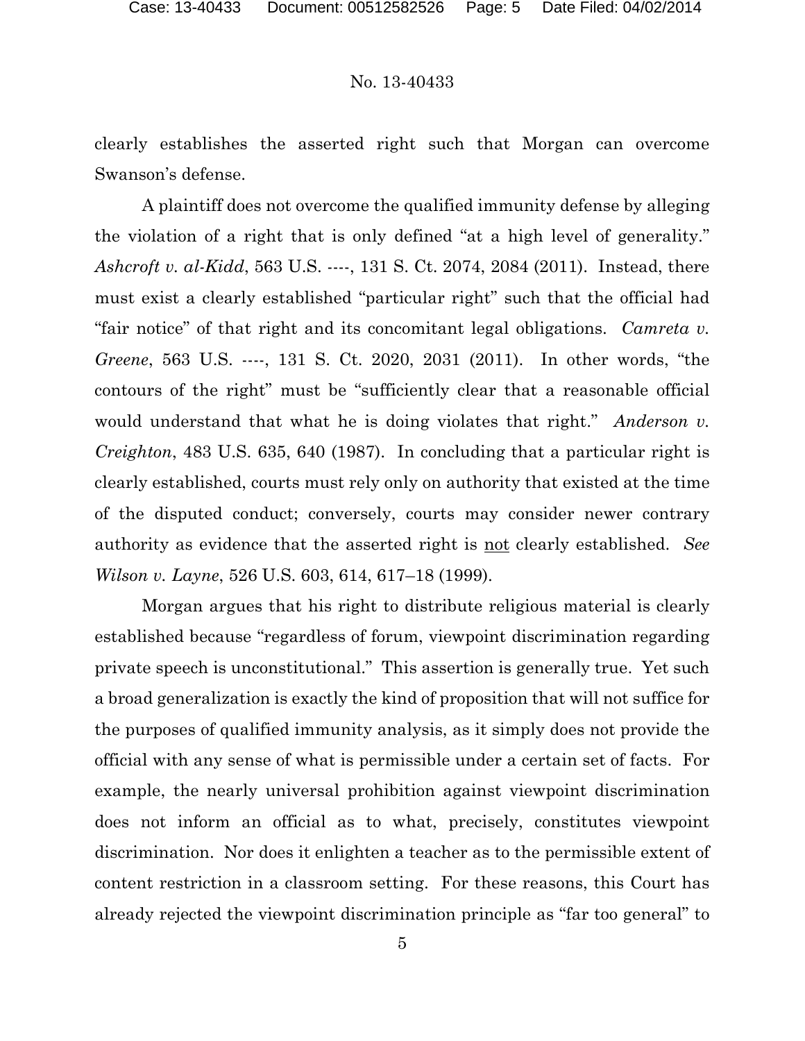clearly establishes the asserted right such that Morgan can overcome Swanson's defense.

A plaintiff does not overcome the qualified immunity defense by alleging the violation of a right that is only defined "at a high level of generality." *Ashcroft v. al-Kidd*, 563 U.S. ----, 131 S. Ct. 2074, 2084 (2011). Instead, there must exist a clearly established "particular right" such that the official had "fair notice" of that right and its concomitant legal obligations. *Camreta v. Greene*, 563 U.S. ----, 131 S. Ct. 2020, 2031 (2011). In other words, "the contours of the right" must be "sufficiently clear that a reasonable official would understand that what he is doing violates that right." *Anderson v. Creighton*, 483 U.S. 635, 640 (1987). In concluding that a particular right is clearly established, courts must rely only on authority that existed at the time of the disputed conduct; conversely, courts may consider newer contrary authority as evidence that the asserted right is <u>not</u> clearly established. *See Wilson v. Layne*, 526 U.S. 603, 614, 617–18 (1999).

Morgan argues that his right to distribute religious material is clearly established because "regardless of forum, viewpoint discrimination regarding private speech is unconstitutional." This assertion is generally true. Yet such a broad generalization is exactly the kind of proposition that will not suffice for the purposes of qualified immunity analysis, as it simply does not provide the official with any sense of what is permissible under a certain set of facts. For example, the nearly universal prohibition against viewpoint discrimination does not inform an official as to what, precisely, constitutes viewpoint discrimination. Nor does it enlighten a teacher as to the permissible extent of content restriction in a classroom setting. For these reasons, this Court has already rejected the viewpoint discrimination principle as "far too general" to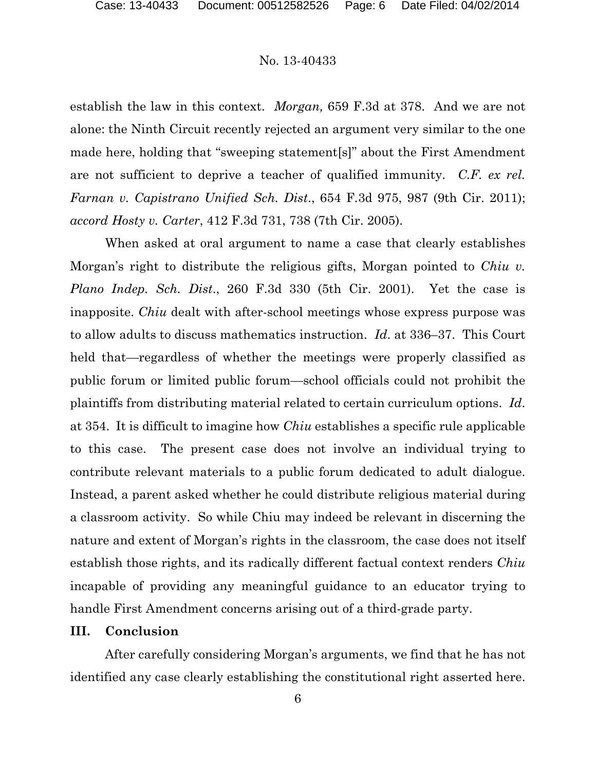establish the law in this context. *Morgan,* 659 F.3d at 378. And we are not alone: the Ninth Circuit recently rejected an argument very similar to the one made here, holding that "sweeping statement[s]" about the First Amendment are not sufficient to deprive a teacher of qualified immunity. *C.F. ex rel. Farnan v. Capistrano Unified Sch. Dist*., 654 F.3d 975, 987 (9th Cir. 2011); *accord Hosty v. Carter*, 412 F.3d 731, 738 (7th Cir. 2005).

When asked at oral argument to name a case that clearly establishes Morgan's right to distribute the religious gifts, Morgan pointed to *Chiu v. Plano Indep. Sch. Dist*., 260 F.3d 330 (5th Cir. 2001). Yet the case is inapposite. *Chiu* dealt with after-school meetings whose express purpose was to allow adults to discuss mathematics instruction. *Id*. at 336–37. This Court held that—regardless of whether the meetings were properly classified as public forum or limited public forum—school officials could not prohibit the plaintiffs from distributing material related to certain curriculum options. *Id*. at 354. It is difficult to imagine how *Chiu* establishes a specific rule applicable to this case. The present case does not involve an individual trying to contribute relevant materials to a public forum dedicated to adult dialogue. Instead, a parent asked whether he could distribute religious material during a classroom activity. So while Chiu may indeed be relevant in discerning the nature and extent of Morgan's rights in the classroom, the case does not itself establish those rights, and its radically different factual context renders *Chiu* incapable of providing any meaningful guidance to an educator trying to handle First Amendment concerns arising out of a third-grade party.

## III. Conclusion

After carefully considering Morgan's arguments, we find that he has not identified any case clearly establishing the constitutional right asserted here.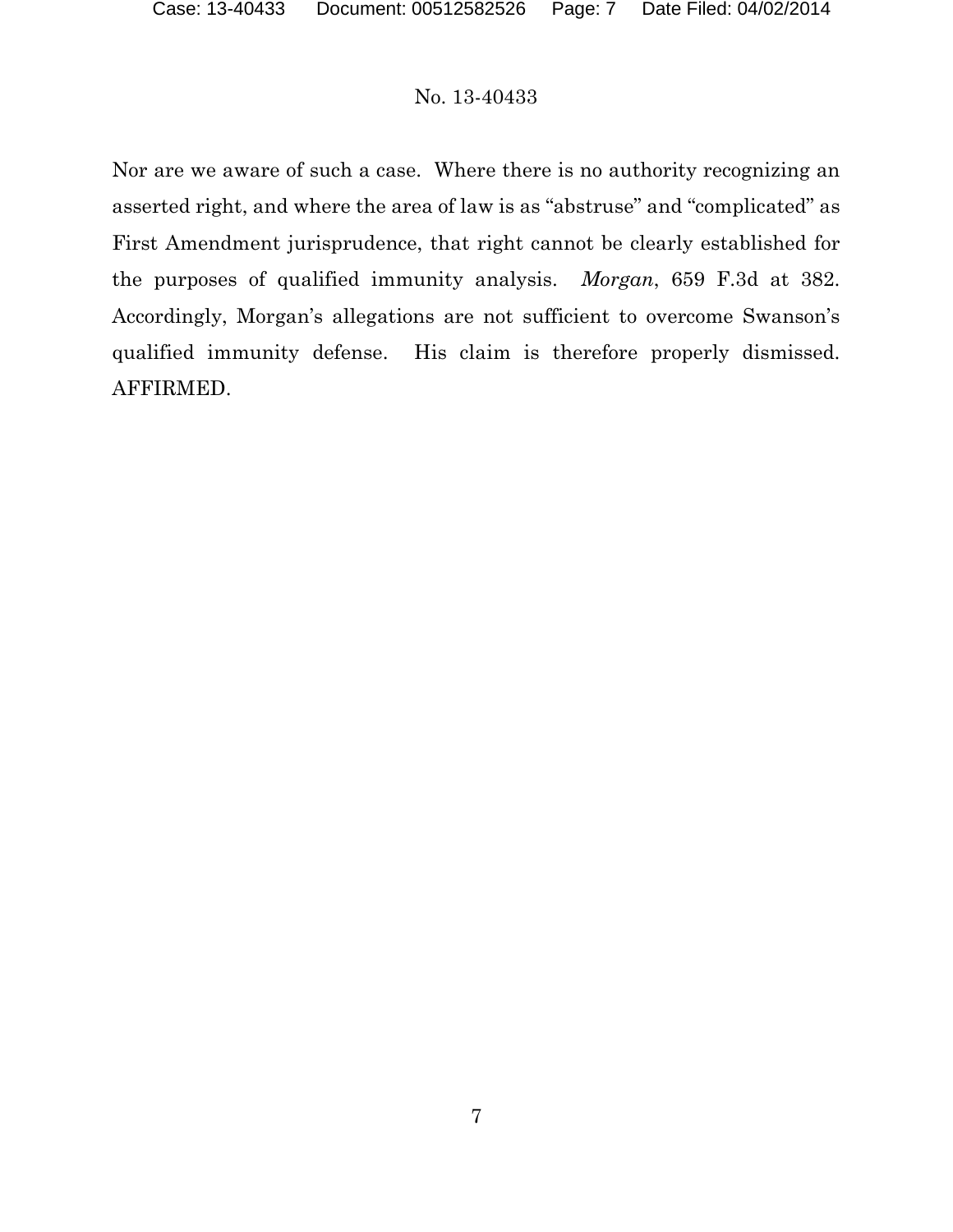Nor are we aware of such a case. Where there is no authority recognizing an asserted right, and where the area of law is as "abstruse" and "complicated" as First Amendment jurisprudence, that right cannot be clearly established for the purposes of qualified immunity analysis. *Morgan*, 659 F.3d at 382. Accordingly, Morgan's allegations are not sufficient to overcome Swanson's qualified immunity defense. His claim is therefore properly dismissed. AFFIRMED.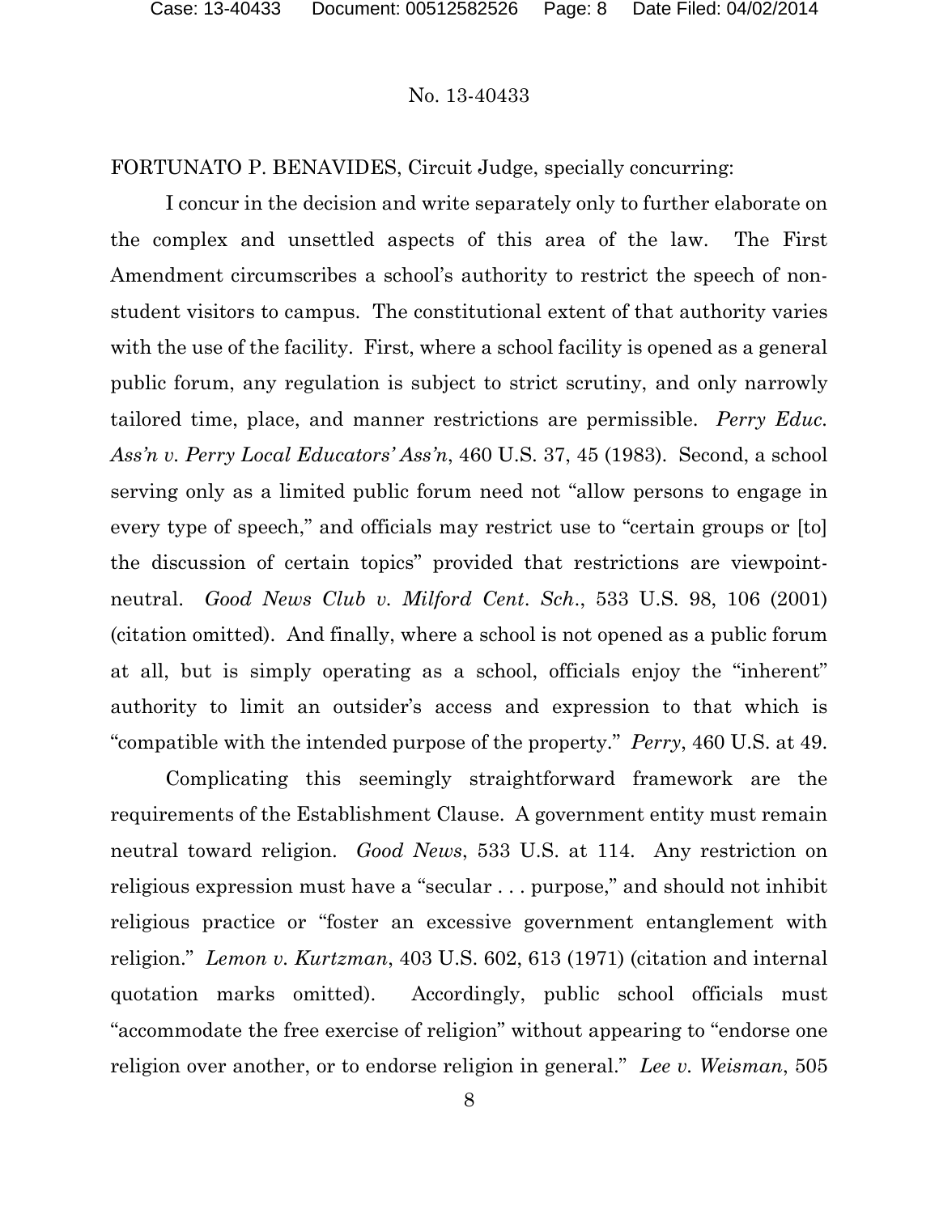No. 13-40433

FORTUNATO P. BENAVIDES, Circuit Judge, specially concurring:

I concur in the decision and write separately only to further elaborate on the complex and unsettled aspects of this area of the law. The First Amendment circumscribes a school's authority to restrict the speech of non-student visitors to campus. The constitutional extent of that authority varies with the use of the facility. First, where a school facility is opened as a general public forum, any regulation is subject to strict scrutiny, and only narrowly tailored time, place, and manner restrictions are permissible. *Perry Educ. Ass'n v. Perry Local Educators' Ass'n*, 460 U.S. 37, 45 (1983). Second, a school serving only as a limited public forum need not "allow persons to engage in every type of speech," and officials may restrict use to "certain groups or [to] the discussion of certain topics" provided that restrictions are viewpoint-neutral. *Good News Club v. Milford Cent. Sch.*, 533 U.S. 98, 106 (2001) (citation omitted). And finally, where a school is not opened as a public forum at all, but is simply operating as a school, officials enjoy the "inherent" authority to limit an outsider's access and expression to that which is "compatible with the intended purpose of the property." *Perry*, 460 U.S. at 49.

Complicating this seemingly straightforward framework are the requirements of the Establishment Clause. A government entity must remain neutral toward religion. *Good News*, 533 U.S. at 114. Any restriction on religious expression must have a "secular . . . purpose," and should not inhibit religious practice or "foster an excessive government entanglement with religion." *Lemon v. Kurtzman*, 403 U.S. 602, 613 (1971) (citation and internal quotation marks omitted). Accordingly, public school officials must "accommodate the free exercise of religion" without appearing to "endorse one religion over another, or to endorse religion in general." *Lee v. Weisman*, 505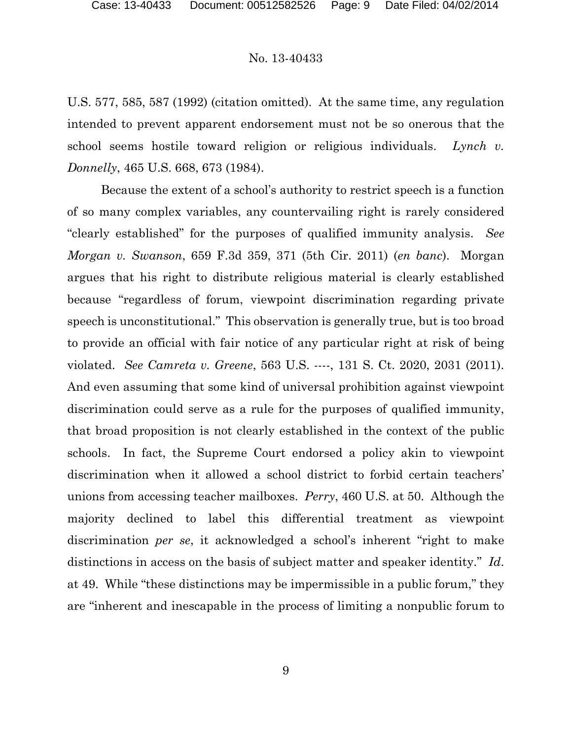U.S. 577, 585, 587 (1992) (citation omitted). At the same time, any regulation intended to prevent apparent endorsement must not be so onerous that the school seems hostile toward religion or religious individuals. *Lynch v. Donnelly*, 465 U.S. 668, 673 (1984).

Because the extent of a school's authority to restrict speech is a function of so many complex variables, any countervailing right is rarely considered "clearly established" for the purposes of qualified immunity analysis. *See Morgan v. Swanson*, 659 F.3d 359, 371 (5th Cir. 2011) (*en banc*). Morgan argues that his right to distribute religious material is clearly established because "regardless of forum, viewpoint discrimination regarding private speech is unconstitutional." This observation is generally true, but is too broad to provide an official with fair notice of any particular right at risk of being violated. *See Camreta v. Greene*, 563 U.S. ----, 131 S. Ct. 2020, 2031 (2011). And even assuming that some kind of universal prohibition against viewpoint discrimination could serve as a rule for the purposes of qualified immunity, that broad proposition is not clearly established in the context of the public schools. In fact, the Supreme Court endorsed a policy akin to viewpoint discrimination when it allowed a school district to forbid certain teachers' unions from accessing teacher mailboxes. *Perry*, 460 U.S. at 50. Although the majority declined to label this differential treatment as viewpoint discrimination *per se*, it acknowledged a school's inherent "right to make distinctions in access on the basis of subject matter and speaker identity." *Id.* at 49. While "these distinctions may be impermissible in a public forum," they are "inherent and inescapable in the process of limiting a nonpublic forum to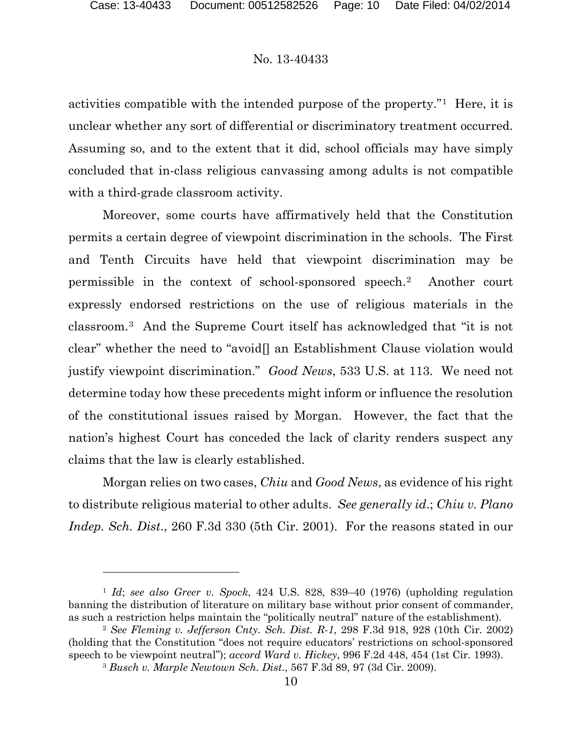activities compatible with the intended purpose of the property."[1] Here, it is unclear whether any sort of differential or discriminatory treatment occurred. Assuming so, and to the extent that it did, school officials may have simply concluded that in-class religious canvassing among adults is not compatible with a third-grade classroom activity.

Moreover, some courts have affirmatively held that the Constitution permits a certain degree of viewpoint discrimination in the schools. The First and Tenth Circuits have held that viewpoint discrimination may be permissible in the context of school-sponsored speech.[2] Another court expressly endorsed restrictions on the use of religious materials in the classroom.[3] And the Supreme Court itself has acknowledged that "it is not clear" whether the need to "avoid[] an Establishment Clause violation would justify viewpoint discrimination." *Good News*, 533 U.S. at 113. We need not determine today how these precedents might inform or influence the resolution of the constitutional issues raised by Morgan. However, the fact that the nation's highest Court has conceded the lack of clarity renders suspect any claims that the law is clearly established.

Morgan relies on two cases, *Chiu* and *Good News*, as evidence of his right to distribute religious material to other adults. *See generally id.*; *Chiu v. Plano Indep. Sch. Dist.*, 260 F.3d 330 (5th Cir. 2001). For the reasons stated in our

---

[1] *Id*; *see also Greer v. Spock*, 424 U.S. 828, 839–40 (1976) (upholding regulation banning the distribution of literature on military base without prior consent of commander, as such a restriction helps maintain the "politically neutral" nature of the establishment).

[2] *See Fleming v. Jefferson Cnty. Sch. Dist. R-1*, 298 F.3d 918, 928 (10th Cir. 2002) (holding that the Constitution "does not require educators' restrictions on school-sponsored speech to be viewpoint neutral"); *accord Ward v. Hickey*, 996 F.2d 448, 454 (1st Cir. 1993).

[3] *Busch v. Marple Newtown Sch. Dist.*, 567 F.3d 89, 97 (3d Cir. 2009).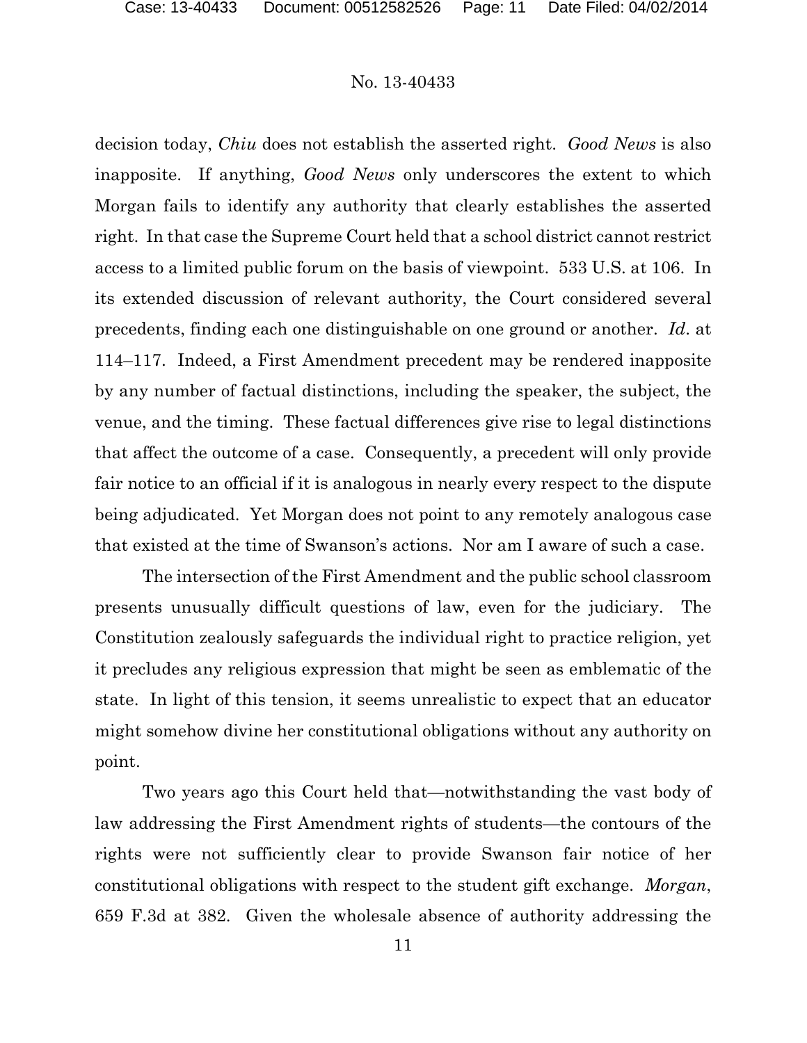decision today, *Chiu* does not establish the asserted right. *Good News* is also inapposite. If anything, *Good News* only underscores the extent to which Morgan fails to identify any authority that clearly establishes the asserted right. In that case the Supreme Court held that a school district cannot restrict access to a limited public forum on the basis of viewpoint. 533 U.S. at 106. In its extended discussion of relevant authority, the Court considered several precedents, finding each one distinguishable on one ground or another. *Id*. at 114–117. Indeed, a First Amendment precedent may be rendered inapposite by any number of factual distinctions, including the speaker, the subject, the venue, and the timing. These factual differences give rise to legal distinctions that affect the outcome of a case. Consequently, a precedent will only provide fair notice to an official if it is analogous in nearly every respect to the dispute being adjudicated. Yet Morgan does not point to any remotely analogous case that existed at the time of Swanson's actions. Nor am I aware of such a case.

The intersection of the First Amendment and the public school classroom presents unusually difficult questions of law, even for the judiciary. The Constitution zealously safeguards the individual right to practice religion, yet it precludes any religious expression that might be seen as emblematic of the state. In light of this tension, it seems unrealistic to expect that an educator might somehow divine her constitutional obligations without any authority on point.

Two years ago this Court held that—notwithstanding the vast body of law addressing the First Amendment rights of students—the contours of the rights were not sufficiently clear to provide Swanson fair notice of her constitutional obligations with respect to the student gift exchange. *Morgan*, 659 F.3d at 382. Given the wholesale absence of authority addressing the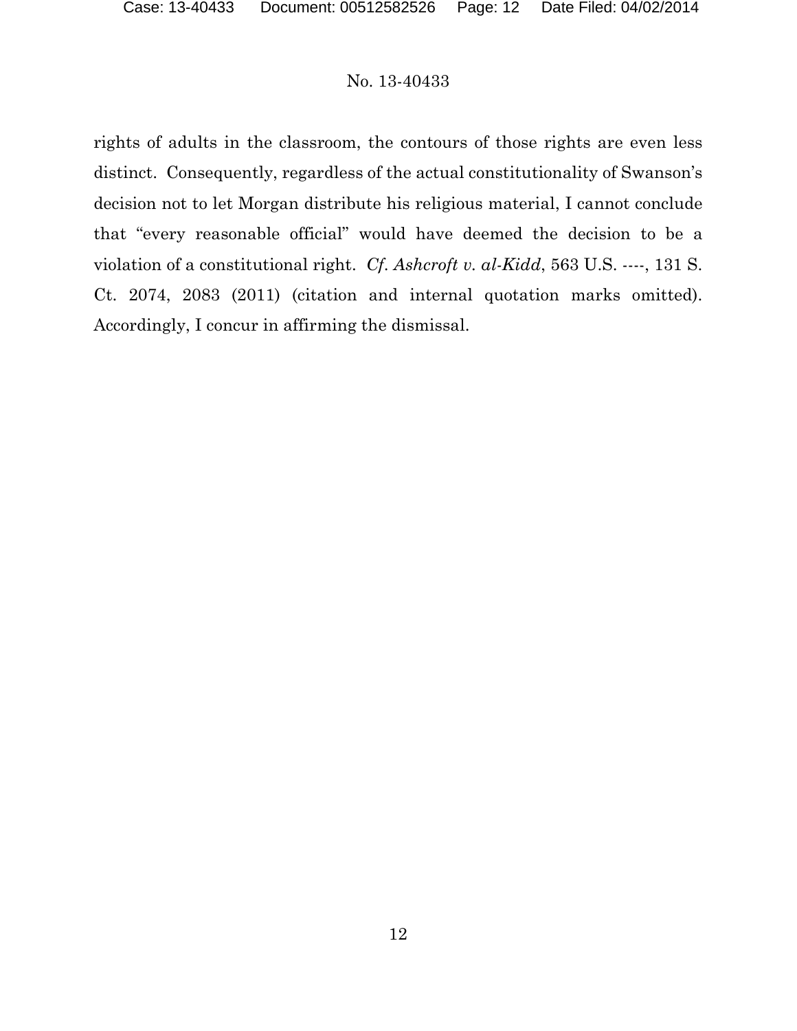rights of adults in the classroom, the contours of those rights are even less distinct. Consequently, regardless of the actual constitutionality of Swanson's decision not to let Morgan distribute his religious material, I cannot conclude that "every reasonable official" would have deemed the decision to be a violation of a constitutional right. *Cf. Ashcroft v. al-Kidd*, 563 U.S. ----, 131 S. Ct. 2074, 2083 (2011) (citation and internal quotation marks omitted). Accordingly, I concur in affirming the dismissal.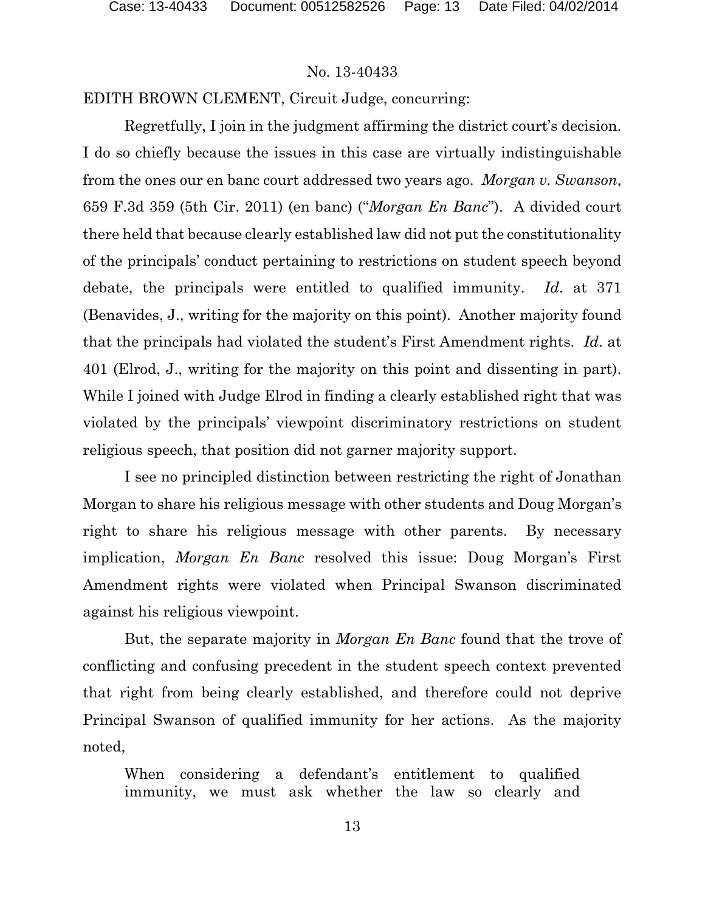No. 13-40433

EDITH BROWN CLEMENT, Circuit Judge, concurring:

Regretfully, I join in the judgment affirming the district court's decision. I do so chiefly because the issues in this case are virtually indistinguishable from the ones our en banc court addressed two years ago. *Morgan v. Swanson*, 659 F.3d 359 (5th Cir. 2011) (en banc) ("*Morgan En Banc*"). A divided court there held that because clearly established law did not put the constitutionality of the principals' conduct pertaining to restrictions on student speech beyond debate, the principals were entitled to qualified immunity. *Id*. at 371 (Benavides, J., writing for the majority on this point). Another majority found that the principals had violated the student's First Amendment rights. *Id*. at 401 (Elrod, J., writing for the majority on this point and dissenting in part). While I joined with Judge Elrod in finding a clearly established right that was violated by the principals' viewpoint discriminatory restrictions on student religious speech, that position did not garner majority support.

I see no principled distinction between restricting the right of Jonathan Morgan to share his religious message with other students and Doug Morgan's right to share his religious message with other parents. By necessary implication, *Morgan En Banc* resolved this issue: Doug Morgan's First Amendment rights were violated when Principal Swanson discriminated against his religious viewpoint.

But, the separate majority in *Morgan En Banc* found that the trove of conflicting and confusing precedent in the student speech context prevented that right from being clearly established, and therefore could not deprive Principal Swanson of qualified immunity for her actions. As the majority noted,

> When considering a defendant's entitlement to qualified immunity, we must ask whether the law so clearly and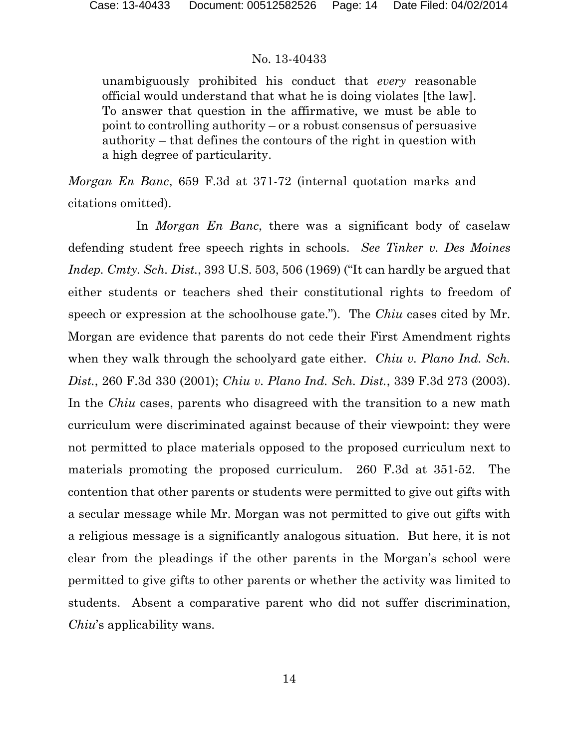> unambiguously prohibited his conduct that *every* reasonable official would understand that what he is doing violates [the law]. To answer that question in the affirmative, we must be able to point to controlling authority – or a robust consensus of persuasive authority – that defines the contours of the right in question with a high degree of particularity.

*Morgan En Banc*, 659 F.3d at 371-72 (internal quotation marks and citations omitted).

In *Morgan En Banc*, there was a significant body of caselaw defending student free speech rights in schools. *See Tinker v. Des Moines Indep. Cmty. Sch. Dist.*, 393 U.S. 503, 506 (1969) ("It can hardly be argued that either students or teachers shed their constitutional rights to freedom of speech or expression at the schoolhouse gate."). The *Chiu* cases cited by Mr. Morgan are evidence that parents do not cede their First Amendment rights when they walk through the schoolyard gate either. *Chiu v. Plano Ind. Sch. Dist.*, 260 F.3d 330 (2001); *Chiu v. Plano Ind. Sch. Dist.*, 339 F.3d 273 (2003). In the *Chiu* cases, parents who disagreed with the transition to a new math curriculum were discriminated against because of their viewpoint: they were not permitted to place materials opposed to the proposed curriculum next to materials promoting the proposed curriculum. 260 F.3d at 351-52. The contention that other parents or students were permitted to give out gifts with a secular message while Mr. Morgan was not permitted to give out gifts with a religious message is a significantly analogous situation. But here, it is not clear from the pleadings if the other parents in the Morgan's school were permitted to give gifts to other parents or whether the activity was limited to students. Absent a comparative parent who did not suffer discrimination, *Chiu*'s applicability wans.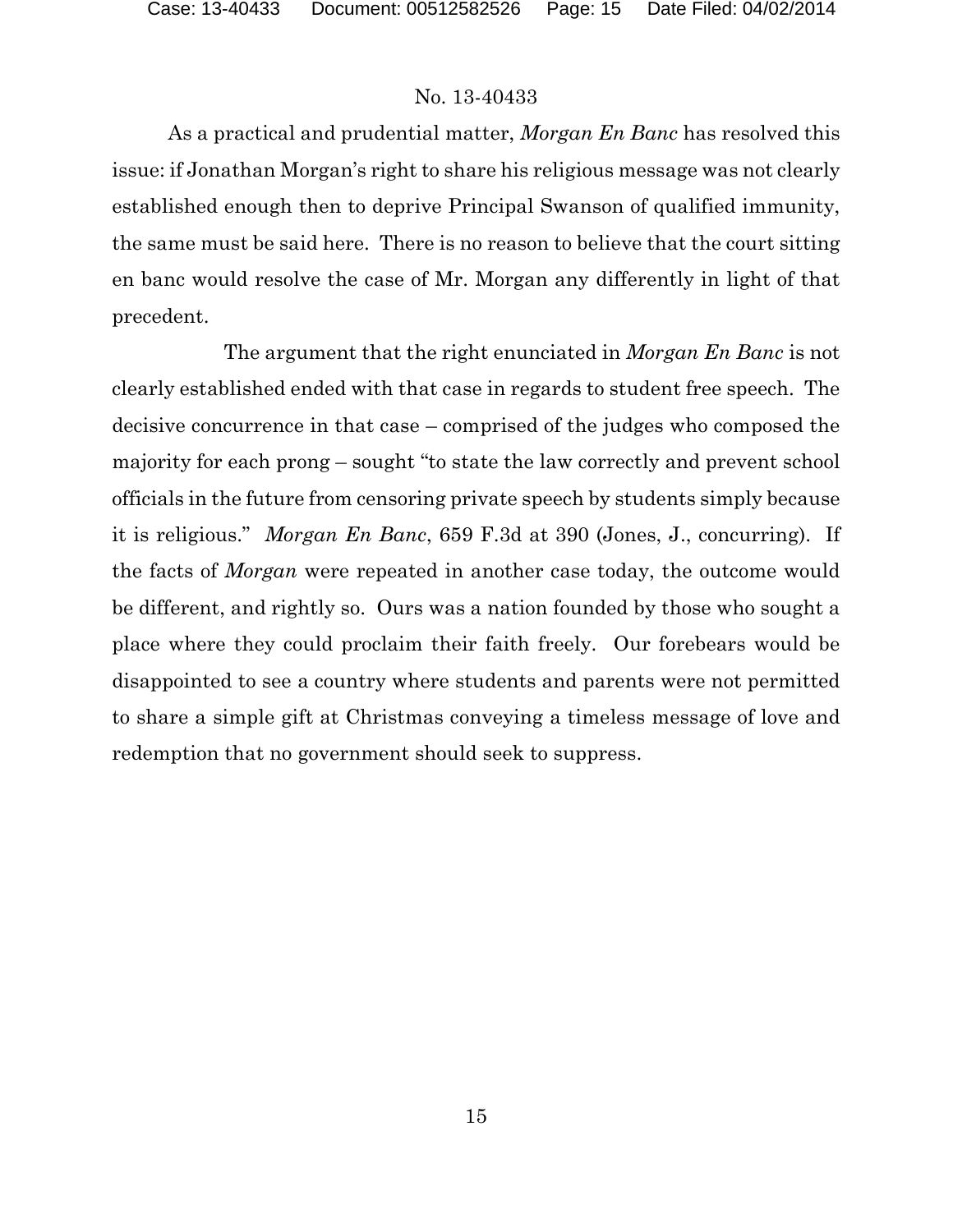No. 13-40433

As a practical and prudential matter, *Morgan En Banc* has resolved this issue: if Jonathan Morgan's right to share his religious message was not clearly established enough then to deprive Principal Swanson of qualified immunity, the same must be said here. There is no reason to believe that the court sitting en banc would resolve the case of Mr. Morgan any differently in light of that precedent.

The argument that the right enunciated in *Morgan En Banc* is not clearly established ended with that case in regards to student free speech. The decisive concurrence in that case – comprised of the judges who composed the majority for each prong – sought "to state the law correctly and prevent school officials in the future from censoring private speech by students simply because it is religious." *Morgan En Banc*, 659 F.3d at 390 (Jones, J., concurring). If the facts of *Morgan* were repeated in another case today, the outcome would be different, and rightly so. Ours was a nation founded by those who sought a place where they could proclaim their faith freely. Our forebears would be disappointed to see a country where students and parents were not permitted to share a simple gift at Christmas conveying a timeless message of love and redemption that no government should seek to suppress.